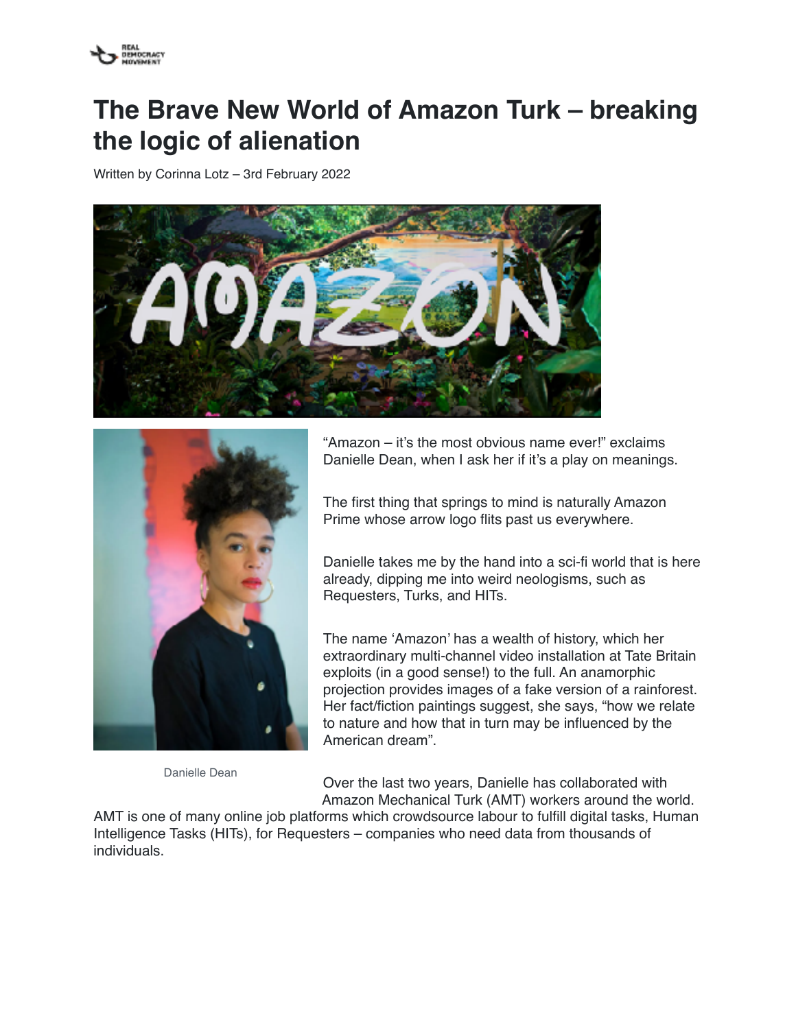# The Brave New World of Amazon Turk – breaking the logic of alienation

Written by Corinna Lotz – 3rd February 2022

"Amazon – it's the most obvious name ever!" exclaims Danielle Dean, when I ask her if it's a play on meanings.

The first thing that springs to mind is naturally Amazon Prime whose arrow logo flits past us everywhere.

Danielle takes me by the hand into a sci-fi world that is here already, dipping me into weird neologisms, such as Requesters, Turks, and HITs.

The name 'Amazon' has a wealth of history, which her extraordinary multi-channel video installation at Tate Britain exploits (in a good sense!) to the full. An anamorphic projection provides images of a fake version of a rainforest. Her fact/fiction paintings suggest, she says, "how we relate to nature and how that in turn may be influenced by the American dream".

Danielle Dean

Over the last two years, Danielle has collaborated with Amazon Mechanical Turk (AMT) workers around the world. AMT is one of many online job platforms which crowdsource labour to fulfill digital tasks, Human Intelligence Tasks (HITs), for Requesters – companies who need data from thousands of individuals.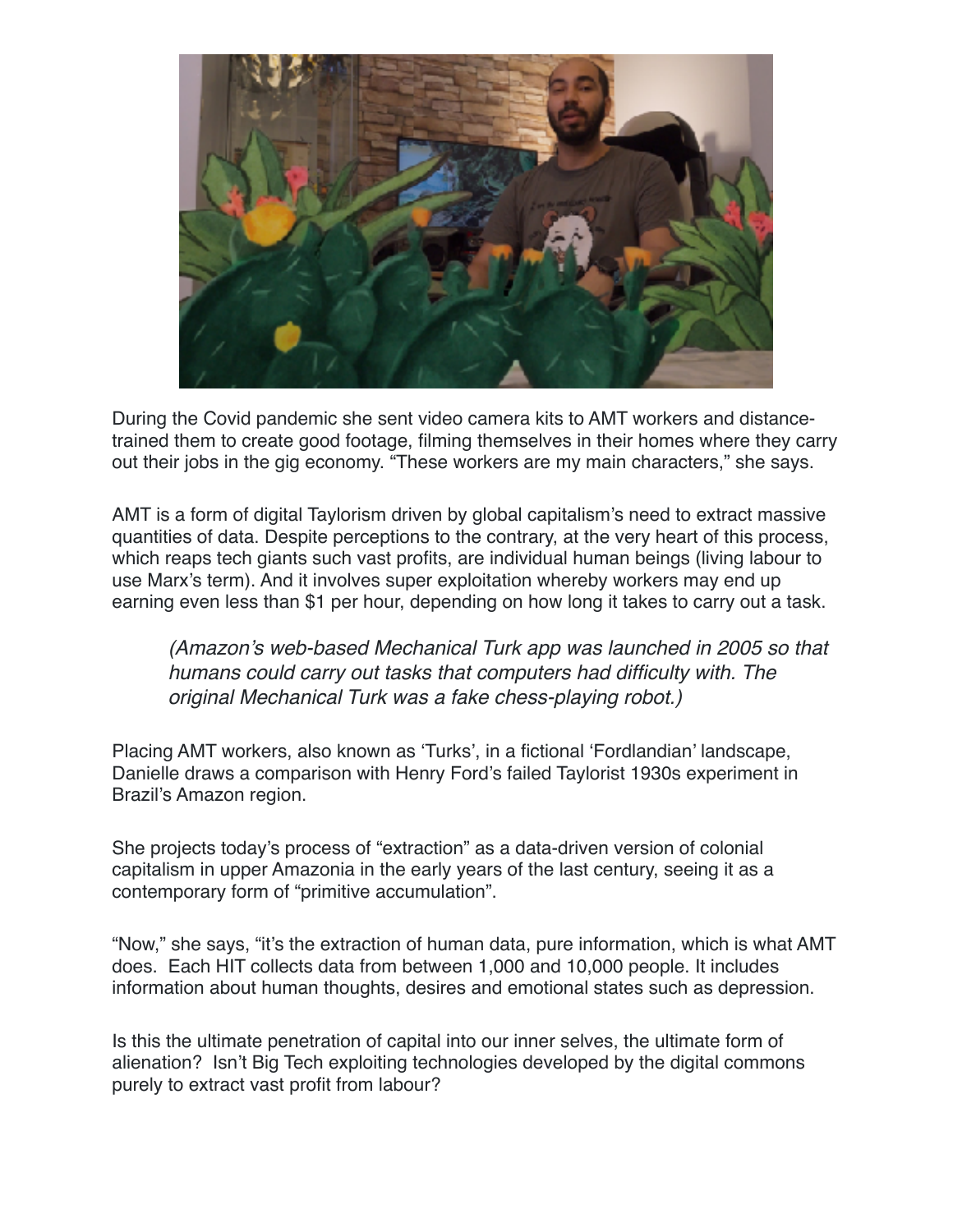During the Covid pandemic she sent video camera kits to AMT workers and distance-trained them to create good footage, filming themselves in their homes where they carry out their jobs in the gig economy. "These workers are my main characters," she says.

AMT is a form of digital Taylorism driven by global capitalism's need to extract massive quantities of data. Despite perceptions to the contrary, at the very heart of this process, which reaps tech giants such vast profits, are individual human beings (living labour to use Marx's term). And it involves super exploitation whereby workers may end up earning even less than $1 per hour, depending on how long it takes to carry out a task.

> *(Amazon's web-based Mechanical Turk app was launched in 2005 so that humans could carry out tasks that computers had difficulty with. The original Mechanical Turk was a fake chess-playing robot.)*

Placing AMT workers, also known as 'Turks', in a fictional 'Fordlandian' landscape, Danielle draws a comparison with Henry Ford's failed Taylorist 1930s experiment in Brazil's Amazon region.

She projects today's process of "extraction" as a data-driven version of colonial capitalism in upper Amazonia in the early years of the last century, seeing it as a contemporary form of "primitive accumulation".

"Now," she says, "it's the extraction of human data, pure information, which is what AMT does. Each HIT collects data from between 1,000 and 10,000 people. It includes information about human thoughts, desires and emotional states such as depression.

Is this the ultimate penetration of capital into our inner selves, the ultimate form of alienation? Isn't Big Tech exploiting technologies developed by the digital commons purely to extract vast profit from labour?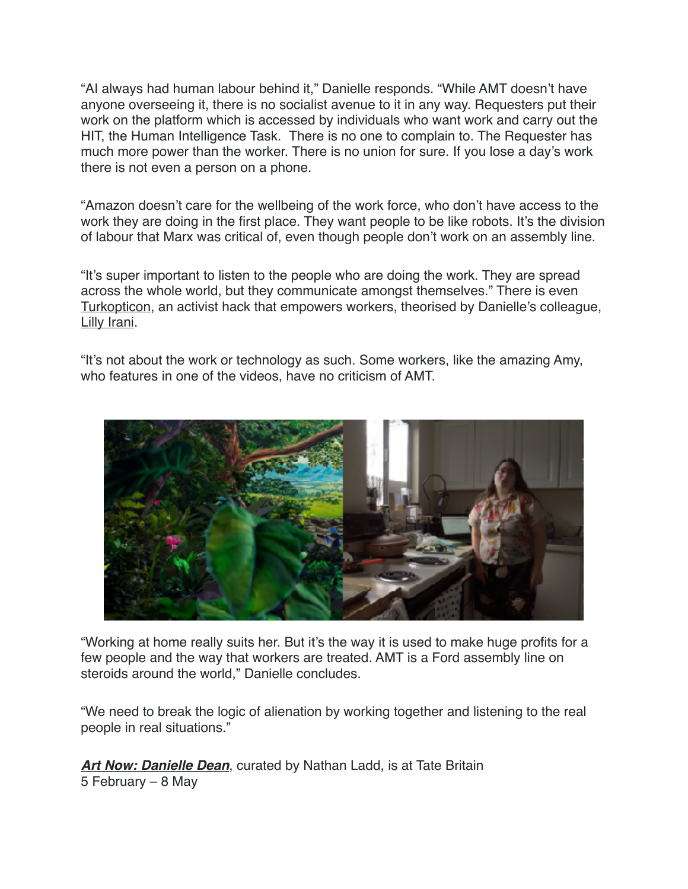"AI always had human labour behind it," Danielle responds. "While AMT doesn't have anyone overseeing it, there is no socialist avenue to it in any way. Requesters put their work on the platform which is accessed by individuals who want work and carry out the HIT, the Human Intelligence Task. There is no one to complain to. The Requester has much more power than the worker. There is no union for sure. If you lose a day's work there is not even a person on a phone.

"Amazon doesn't care for the wellbeing of the work force, who don't have access to the work they are doing in the first place. They want people to be like robots. It's the division of labour that Marx was critical of, even though people don't work on an assembly line.

"It's super important to listen to the people who are doing the work. They are spread across the whole world, but they communicate amongst themselves." There is even Turkopticon, an activist hack that empowers workers, theorised by Danielle's colleague, Lilly Irani.

"It's not about the work or technology as such. Some workers, like the amazing Amy, who features in one of the videos, have no criticism of AMT.

"Working at home really suits her. But it's the way it is used to make huge profits for a few people and the way that workers are treated. AMT is a Ford assembly line on steroids around the world," Danielle concludes.

"We need to break the logic of alienation by working together and listening to the real people in real situations."

***Art Now: Danielle Dean***, curated by Nathan Ladd, is at Tate Britain
5 February – 8 May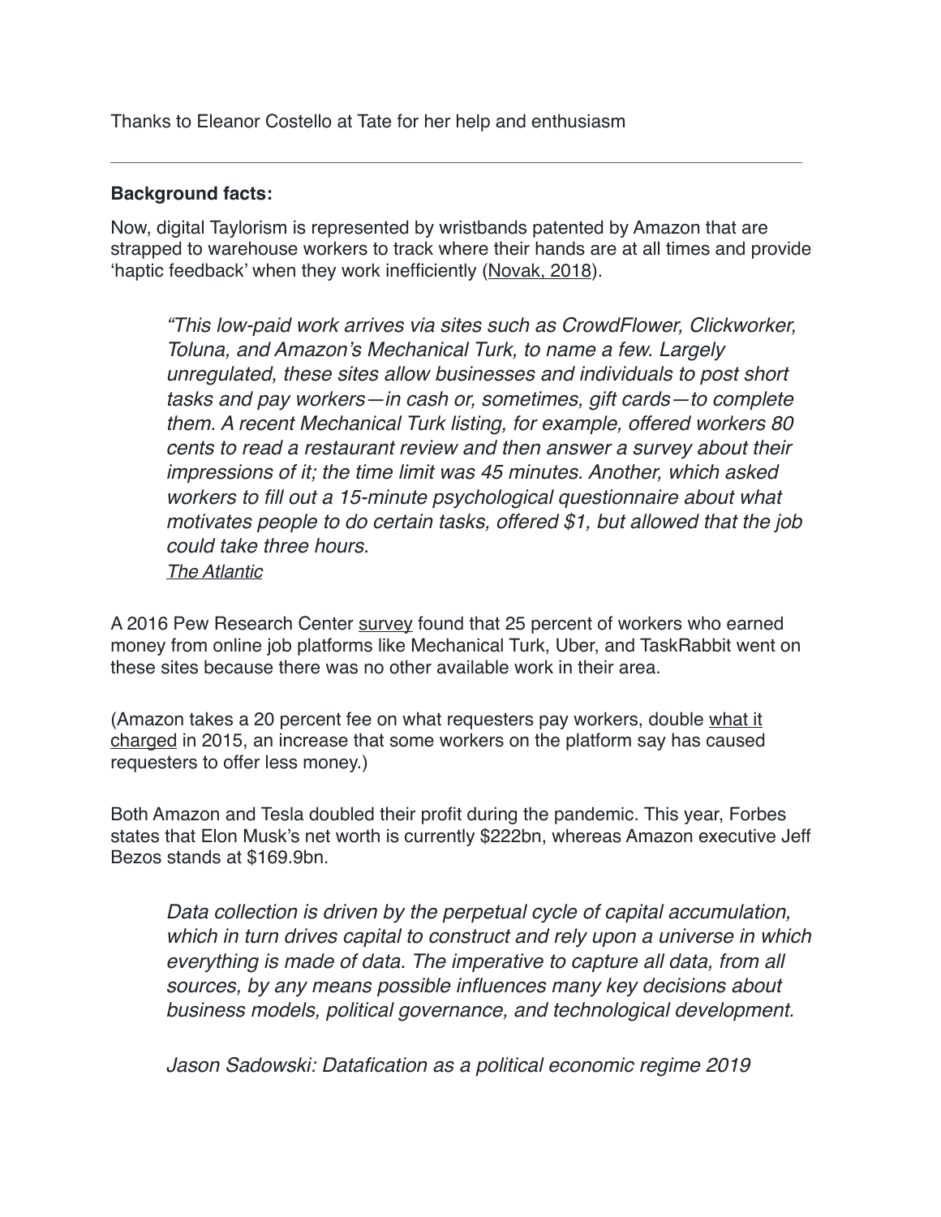Thanks to Eleanor Costello at Tate for her help and enthusiasm

---

**Background facts:**

Now, digital Taylorism is represented by wristbands patented by Amazon that are strapped to warehouse workers to track where their hands are at all times and provide 'haptic feedback' when they work inefficiently (Novak, 2018).

> *"This low-paid work arrives via sites such as CrowdFlower, Clickworker, Toluna, and Amazon's Mechanical Turk, to name a few. Largely unregulated, these sites allow businesses and individuals to post short tasks and pay workers—in cash or, sometimes, gift cards—to complete them. A recent Mechanical Turk listing, for example, offered workers 80 cents to read a restaurant review and then answer a survey about their impressions of it; the time limit was 45 minutes. Another, which asked workers to fill out a 15-minute psychological questionnaire about what motivates people to do certain tasks, offered $1, but allowed that the job could take three hours.*
> *The Atlantic*

A 2016 Pew Research Center survey found that 25 percent of workers who earned money from online job platforms like Mechanical Turk, Uber, and TaskRabbit went on these sites because there was no other available work in their area.

(Amazon takes a 20 percent fee on what requesters pay workers, double what it charged in 2015, an increase that some workers on the platform say has caused requesters to offer less money.)

Both Amazon and Tesla doubled their profit during the pandemic. This year, Forbes states that Elon Musk's net worth is currently $222bn, whereas Amazon executive Jeff Bezos stands at $169.9bn.

> *Data collection is driven by the perpetual cycle of capital accumulation, which in turn drives capital to construct and rely upon a universe in which everything is made of data. The imperative to capture all data, from all sources, by any means possible influences many key decisions about business models, political governance, and technological development.*
>
> *Jason Sadowski: Datafication as a political economic regime 2019*